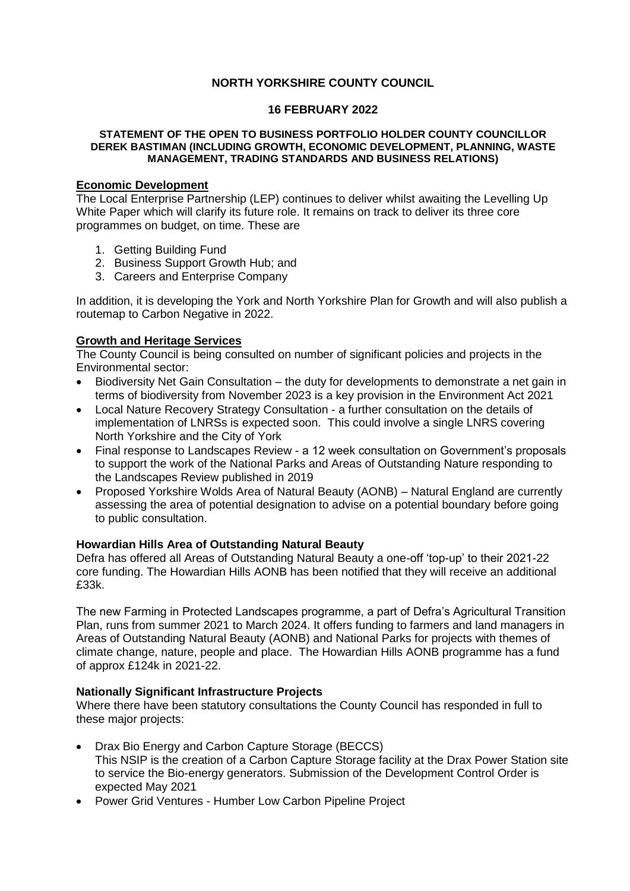**NORTH YORKSHIRE COUNTY COUNCIL**

**16 FEBRUARY 2022**

**STATEMENT OF THE OPEN TO BUSINESS PORTFOLIO HOLDER COUNTY COUNCILLOR DEREK BASTIMAN (INCLUDING GROWTH, ECONOMIC DEVELOPMENT, PLANNING, WASTE MANAGEMENT, TRADING STANDARDS AND BUSINESS RELATIONS)**

**Economic Development**

The Local Enterprise Partnership (LEP) continues to deliver whilst awaiting the Levelling Up White Paper which will clarify its future role. It remains on track to deliver its three core programmes on budget, on time. These are

1. Getting Building Fund
2. Business Support Growth Hub; and
3. Careers and Enterprise Company

In addition, it is developing the York and North Yorkshire Plan for Growth and will also publish a routemap to Carbon Negative in 2022.

**Growth and Heritage Services**

The County Council is being consulted on number of significant policies and projects in the Environmental sector:

- Biodiversity Net Gain Consultation – the duty for developments to demonstrate a net gain in terms of biodiversity from November 2023 is a key provision in the Environment Act 2021
- Local Nature Recovery Strategy Consultation - a further consultation on the details of implementation of LNRSs is expected soon. This could involve a single LNRS covering North Yorkshire and the City of York
- Final response to Landscapes Review - a 12 week consultation on Government's proposals to support the work of the National Parks and Areas of Outstanding Nature responding to the Landscapes Review published in 2019
- Proposed Yorkshire Wolds Area of Natural Beauty (AONB) – Natural England are currently assessing the area of potential designation to advise on a potential boundary before going to public consultation.

**Howardian Hills Area of Outstanding Natural Beauty**

Defra has offered all Areas of Outstanding Natural Beauty a one-off 'top-up' to their 2021-22 core funding. The Howardian Hills AONB has been notified that they will receive an additional £33k.

The new Farming in Protected Landscapes programme, a part of Defra's Agricultural Transition Plan, runs from summer 2021 to March 2024. It offers funding to farmers and land managers in Areas of Outstanding Natural Beauty (AONB) and National Parks for projects with themes of climate change, nature, people and place. The Howardian Hills AONB programme has a fund of approx £124k in 2021-22.

**Nationally Significant Infrastructure Projects**

Where there have been statutory consultations the County Council has responded in full to these major projects:

- Drax Bio Energy and Carbon Capture Storage (BECCS)
  This NSIP is the creation of a Carbon Capture Storage facility at the Drax Power Station site to service the Bio-energy generators. Submission of the Development Control Order is expected May 2021
- Power Grid Ventures - Humber Low Carbon Pipeline Project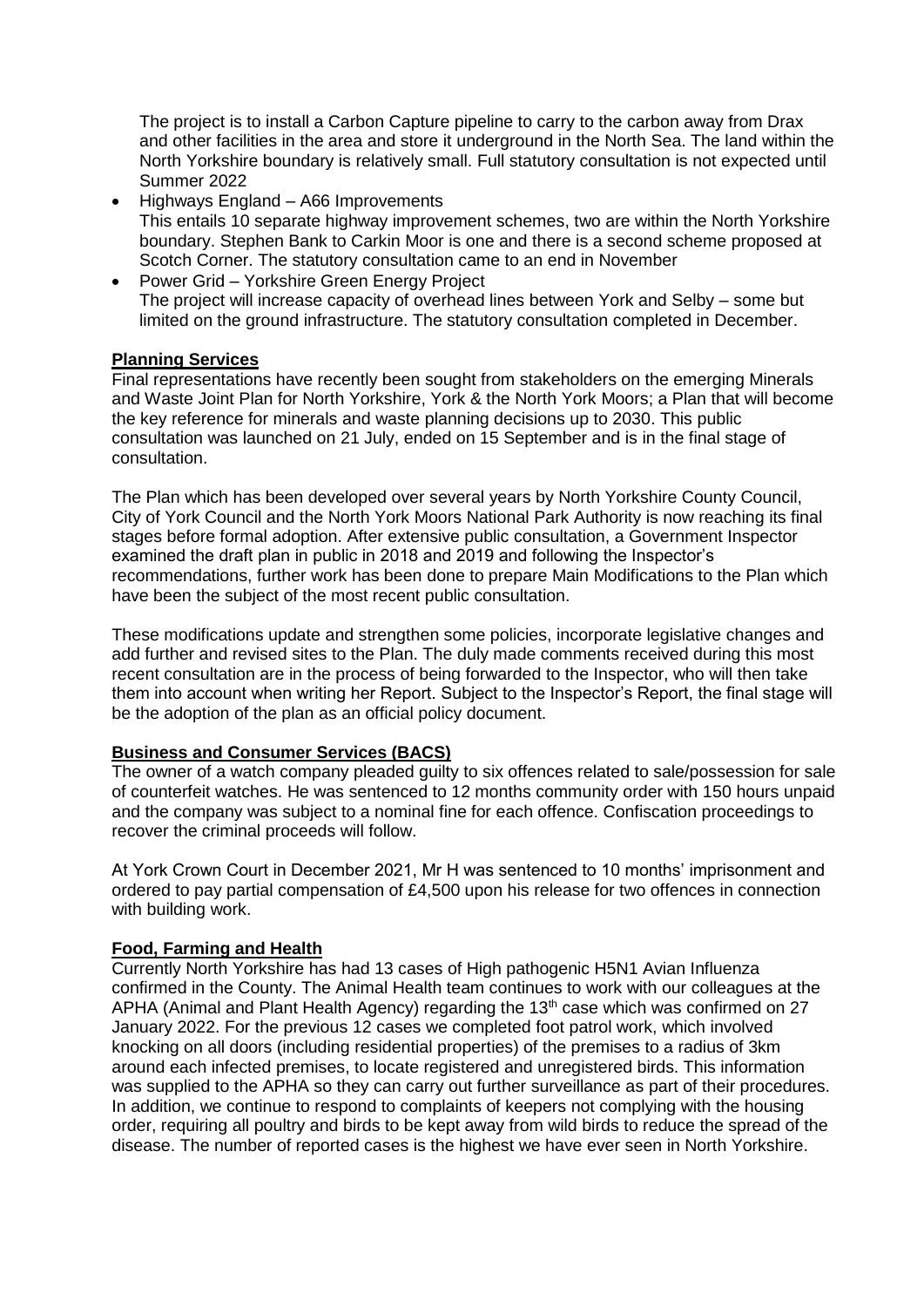The project is to install a Carbon Capture pipeline to carry to the carbon away from Drax and other facilities in the area and store it underground in the North Sea. The land within the North Yorkshire boundary is relatively small. Full statutory consultation is not expected until Summer 2022

- Highways England – A66 Improvements
  This entails 10 separate highway improvement schemes, two are within the North Yorkshire boundary. Stephen Bank to Carkin Moor is one and there is a second scheme proposed at Scotch Corner. The statutory consultation came to an end in November
- Power Grid – Yorkshire Green Energy Project
  The project will increase capacity of overhead lines between York and Selby – some but limited on the ground infrastructure. The statutory consultation completed in December.

**Planning Services**

Final representations have recently been sought from stakeholders on the emerging Minerals and Waste Joint Plan for North Yorkshire, York & the North York Moors; a Plan that will become the key reference for minerals and waste planning decisions up to 2030. This public consultation was launched on 21 July, ended on 15 September and is in the final stage of consultation.

The Plan which has been developed over several years by North Yorkshire County Council, City of York Council and the North York Moors National Park Authority is now reaching its final stages before formal adoption. After extensive public consultation, a Government Inspector examined the draft plan in public in 2018 and 2019 and following the Inspector's recommendations, further work has been done to prepare Main Modifications to the Plan which have been the subject of the most recent public consultation.

These modifications update and strengthen some policies, incorporate legislative changes and add further and revised sites to the Plan. The duly made comments received during this most recent consultation are in the process of being forwarded to the Inspector, who will then take them into account when writing her Report. Subject to the Inspector's Report, the final stage will be the adoption of the plan as an official policy document.

**Business and Consumer Services (BACS)**

The owner of a watch company pleaded guilty to six offences related to sale/possession for sale of counterfeit watches. He was sentenced to 12 months community order with 150 hours unpaid and the company was subject to a nominal fine for each offence. Confiscation proceedings to recover the criminal proceeds will follow.

At York Crown Court in December 2021, Mr H was sentenced to 10 months' imprisonment and ordered to pay partial compensation of £4,500 upon his release for two offences in connection with building work.

**Food, Farming and Health**

Currently North Yorkshire has had 13 cases of High pathogenic H5N1 Avian Influenza confirmed in the County. The Animal Health team continues to work with our colleagues at the APHA (Animal and Plant Health Agency) regarding the 13th case which was confirmed on 27 January 2022. For the previous 12 cases we completed foot patrol work, which involved knocking on all doors (including residential properties) of the premises to a radius of 3km around each infected premises, to locate registered and unregistered birds. This information was supplied to the APHA so they can carry out further surveillance as part of their procedures. In addition, we continue to respond to complaints of keepers not complying with the housing order, requiring all poultry and birds to be kept away from wild birds to reduce the spread of the disease. The number of reported cases is the highest we have ever seen in North Yorkshire.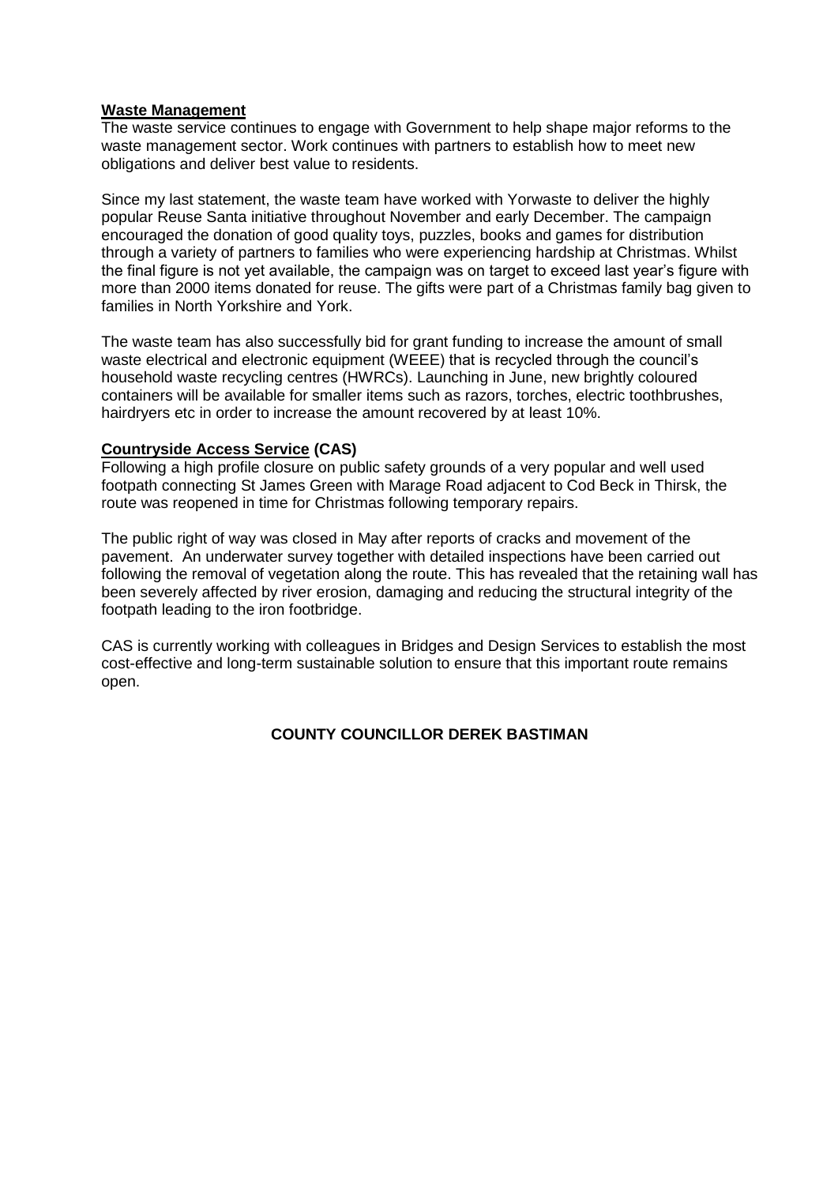**Waste Management**

The waste service continues to engage with Government to help shape major reforms to the waste management sector. Work continues with partners to establish how to meet new obligations and deliver best value to residents.

Since my last statement, the waste team have worked with Yorwaste to deliver the highly popular Reuse Santa initiative throughout November and early December. The campaign encouraged the donation of good quality toys, puzzles, books and games for distribution through a variety of partners to families who were experiencing hardship at Christmas. Whilst the final figure is not yet available, the campaign was on target to exceed last year's figure with more than 2000 items donated for reuse. The gifts were part of a Christmas family bag given to families in North Yorkshire and York.

The waste team has also successfully bid for grant funding to increase the amount of small waste electrical and electronic equipment (WEEE) that is recycled through the council's household waste recycling centres (HWRCs). Launching in June, new brightly coloured containers will be available for smaller items such as razors, torches, electric toothbrushes, hairdryers etc in order to increase the amount recovered by at least 10%.

**Countryside Access Service (CAS)**

Following a high profile closure on public safety grounds of a very popular and well used footpath connecting St James Green with Marage Road adjacent to Cod Beck in Thirsk, the route was reopened in time for Christmas following temporary repairs.

The public right of way was closed in May after reports of cracks and movement of the pavement. An underwater survey together with detailed inspections have been carried out following the removal of vegetation along the route. This has revealed that the retaining wall has been severely affected by river erosion, damaging and reducing the structural integrity of the footpath leading to the iron footbridge.

CAS is currently working with colleagues in Bridges and Design Services to establish the most cost-effective and long-term sustainable solution to ensure that this important route remains open.

**COUNTY COUNCILLOR DEREK BASTIMAN**